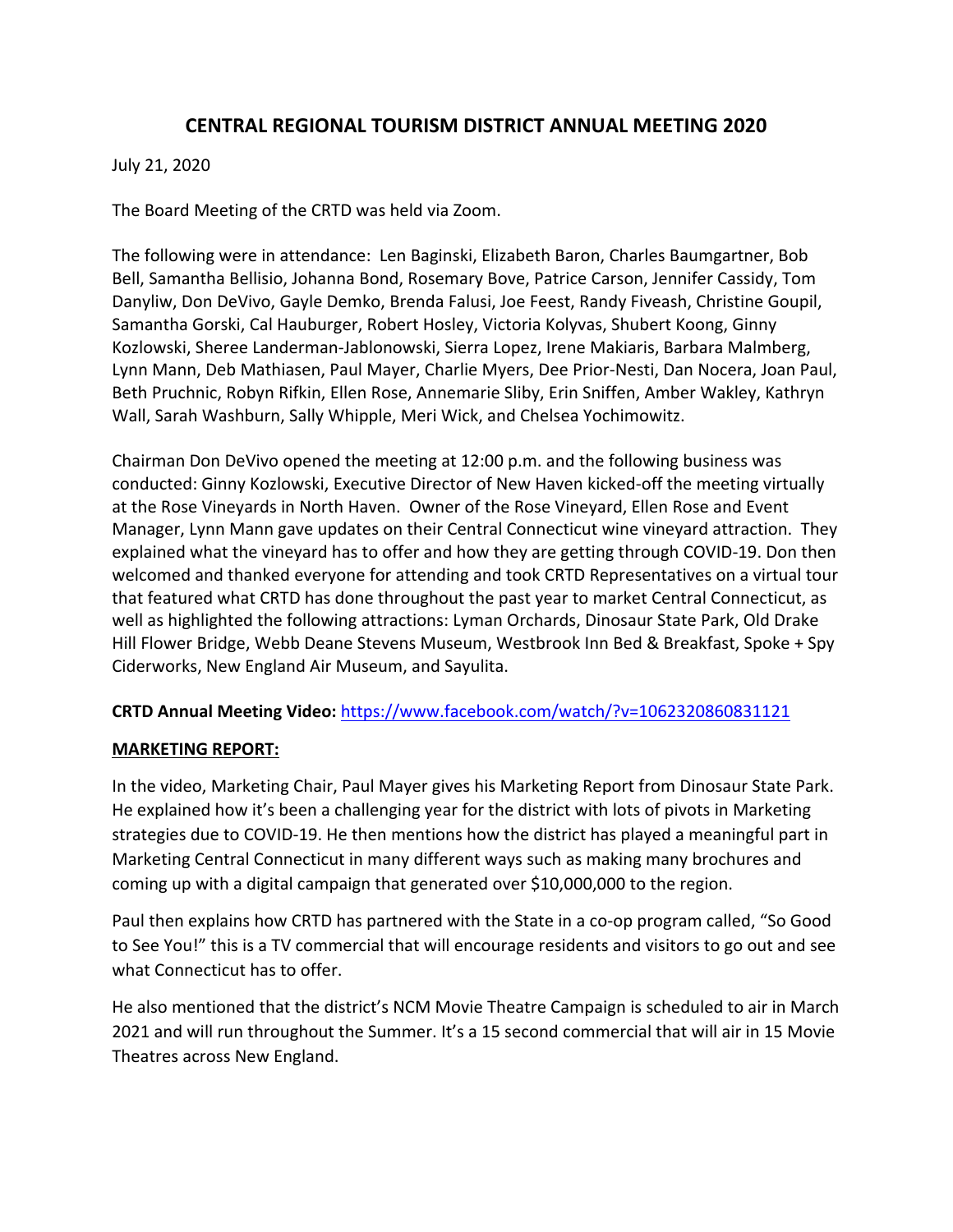# CENTRAL REGIONAL TOURISM DISTRICT ANNUAL MEETING 2020

July 21, 2020

The Board Meeting of the CRTD was held via Zoom.

The following were in attendance: Len Baginski, Elizabeth Baron, Charles Baumgartner, Bob Bell, Samantha Bellisio, Johanna Bond, Rosemary Bove, Patrice Carson, Jennifer Cassidy, Tom Danyliw, Don DeVivo, Gayle Demko, Brenda Falusi, Joe Feest, Randy Fiveash, Christine Goupil, Samantha Gorski, Cal Hauburger, Robert Hosley, Victoria Kolyvas, Shubert Koong, Ginny Kozlowski, Sheree Landerman-Jablonowski, Sierra Lopez, Irene Makiaris, Barbara Malmberg, Lynn Mann, Deb Mathiasen, Paul Mayer, Charlie Myers, Dee Prior-Nesti, Dan Nocera, Joan Paul, Beth Pruchnic, Robyn Rifkin, Ellen Rose, Annemarie Sliby, Erin Sniffen, Amber Wakley, Kathryn Wall, Sarah Washburn, Sally Whipple, Meri Wick, and Chelsea Yochimowitz.

Chairman Don DeVivo opened the meeting at 12:00 p.m. and the following business was conducted: Ginny Kozlowski, Executive Director of New Haven kicked-off the meeting virtually at the Rose Vineyards in North Haven. Owner of the Rose Vineyard, Ellen Rose and Event Manager, Lynn Mann gave updates on their Central Connecticut wine vineyard attraction. They explained what the vineyard has to offer and how they are getting through COVID-19. Don then welcomed and thanked everyone for attending and took CRTD Representatives on a virtual tour that featured what CRTD has done throughout the past year to market Central Connecticut, as well as highlighted the following attractions: Lyman Orchards, Dinosaur State Park, Old Drake Hill Flower Bridge, Webb Deane Stevens Museum, Westbrook Inn Bed & Breakfast, Spoke + Spy Ciderworks, New England Air Museum, and Sayulita.

**CRTD Annual Meeting Video:** https://www.facebook.com/watch/?v=1062320860831121

**MARKETING REPORT:**

In the video, Marketing Chair, Paul Mayer gives his Marketing Report from Dinosaur State Park. He explained how it's been a challenging year for the district with lots of pivots in Marketing strategies due to COVID-19. He then mentions how the district has played a meaningful part in Marketing Central Connecticut in many different ways such as making many brochures and coming up with a digital campaign that generated over $10,000,000 to the region.

Paul then explains how CRTD has partnered with the State in a co-op program called, "So Good to See You!" this is a TV commercial that will encourage residents and visitors to go out and see what Connecticut has to offer.

He also mentioned that the district's NCM Movie Theatre Campaign is scheduled to air in March 2021 and will run throughout the Summer. It's a 15 second commercial that will air in 15 Movie Theatres across New England.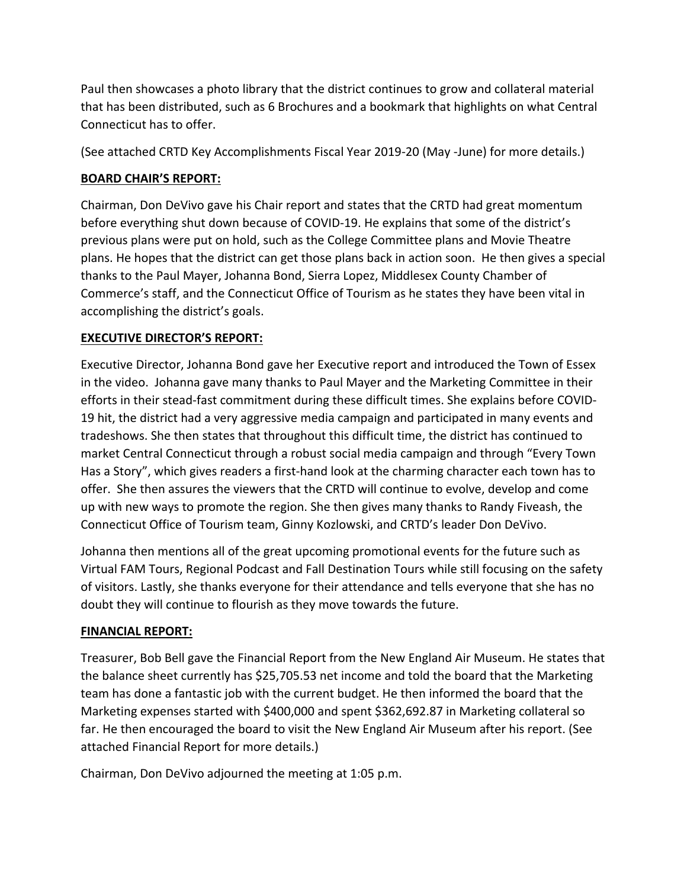Paul then showcases a photo library that the district continues to grow and collateral material that has been distributed, such as 6 Brochures and a bookmark that highlights on what Central Connecticut has to offer.

(See attached CRTD Key Accomplishments Fiscal Year 2019-20 (May -June) for more details.)

**BOARD CHAIR'S REPORT:**

Chairman, Don DeVivo gave his Chair report and states that the CRTD had great momentum before everything shut down because of COVID-19. He explains that some of the district's previous plans were put on hold, such as the College Committee plans and Movie Theatre plans. He hopes that the district can get those plans back in action soon. He then gives a special thanks to the Paul Mayer, Johanna Bond, Sierra Lopez, Middlesex County Chamber of Commerce's staff, and the Connecticut Office of Tourism as he states they have been vital in accomplishing the district's goals.

**EXECUTIVE DIRECTOR'S REPORT:**

Executive Director, Johanna Bond gave her Executive report and introduced the Town of Essex in the video. Johanna gave many thanks to Paul Mayer and the Marketing Committee in their efforts in their stead-fast commitment during these difficult times. She explains before COVID-19 hit, the district had a very aggressive media campaign and participated in many events and tradeshows. She then states that throughout this difficult time, the district has continued to market Central Connecticut through a robust social media campaign and through "Every Town Has a Story", which gives readers a first-hand look at the charming character each town has to offer. She then assures the viewers that the CRTD will continue to evolve, develop and come up with new ways to promote the region. She then gives many thanks to Randy Fiveash, the Connecticut Office of Tourism team, Ginny Kozlowski, and CRTD's leader Don DeVivo.

Johanna then mentions all of the great upcoming promotional events for the future such as Virtual FAM Tours, Regional Podcast and Fall Destination Tours while still focusing on the safety of visitors. Lastly, she thanks everyone for their attendance and tells everyone that she has no doubt they will continue to flourish as they move towards the future.

**FINANCIAL REPORT:**

Treasurer, Bob Bell gave the Financial Report from the New England Air Museum. He states that the balance sheet currently has $25,705.53 net income and told the board that the Marketing team has done a fantastic job with the current budget. He then informed the board that the Marketing expenses started with $400,000 and spent $362,692.87 in Marketing collateral so far. He then encouraged the board to visit the New England Air Museum after his report. (See attached Financial Report for more details.)

Chairman, Don DeVivo adjourned the meeting at 1:05 p.m.